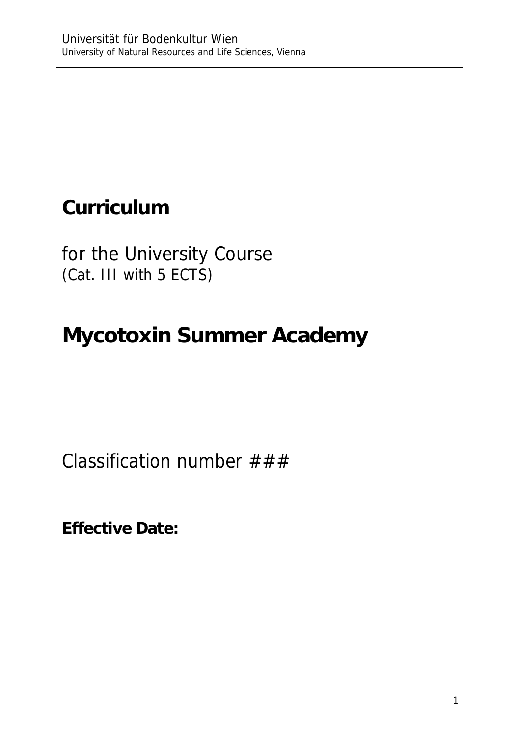Universität für Bodenkultur Wien
University of Natural Resources and Life Sciences, Vienna

# Curriculum

for the University Course
(Cat. III with 5 ECTS)

# Mycotoxin Summer Academy

Classification number ###

**Effective Date:**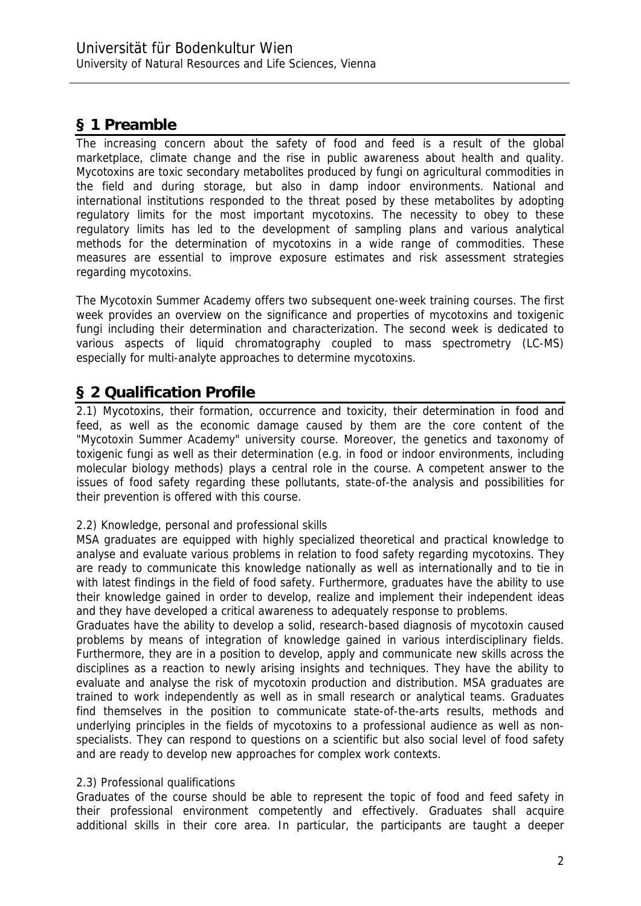## § 1 Preamble

The increasing concern about the safety of food and feed is a result of the global marketplace, climate change and the rise in public awareness about health and quality. Mycotoxins are toxic secondary metabolites produced by fungi on agricultural commodities in the field and during storage, but also in damp indoor environments. National and international institutions responded to the threat posed by these metabolites by adopting regulatory limits for the most important mycotoxins. The necessity to obey to these regulatory limits has led to the development of sampling plans and various analytical methods for the determination of mycotoxins in a wide range of commodities. These measures are essential to improve exposure estimates and risk assessment strategies regarding mycotoxins.

The Mycotoxin Summer Academy offers two subsequent one-week training courses. The first week provides an overview on the significance and properties of mycotoxins and toxigenic fungi including their determination and characterization. The second week is dedicated to various aspects of liquid chromatography coupled to mass spectrometry (LC-MS) especially for multi-analyte approaches to determine mycotoxins.

## § 2 Qualification Profile

2.1) Mycotoxins, their formation, occurrence and toxicity, their determination in food and feed, as well as the economic damage caused by them are the core content of the "Mycotoxin Summer Academy" university course. Moreover, the genetics and taxonomy of toxigenic fungi as well as their determination (e.g. in food or indoor environments, including molecular biology methods) plays a central role in the course. A competent answer to the issues of food safety regarding these pollutants, state-of-the analysis and possibilities for their prevention is offered with this course.

2.2) Knowledge, personal and professional skills

MSA graduates are equipped with highly specialized theoretical and practical knowledge to analyse and evaluate various problems in relation to food safety regarding mycotoxins. They are ready to communicate this knowledge nationally as well as internationally and to tie in with latest findings in the field of food safety. Furthermore, graduates have the ability to use their knowledge gained in order to develop, realize and implement their independent ideas and they have developed a critical awareness to adequately response to problems.

Graduates have the ability to develop a solid, research-based diagnosis of mycotoxin caused problems by means of integration of knowledge gained in various interdisciplinary fields. Furthermore, they are in a position to develop, apply and communicate new skills across the disciplines as a reaction to newly arising insights and techniques. They have the ability to evaluate and analyse the risk of mycotoxin production and distribution. MSA graduates are trained to work independently as well as in small research or analytical teams. Graduates find themselves in the position to communicate state-of-the-arts results, methods and underlying principles in the fields of mycotoxins to a professional audience as well as non-specialists. They can respond to questions on a scientific but also social level of food safety and are ready to develop new approaches for complex work contexts.

2.3) Professional qualifications

Graduates of the course should be able to represent the topic of food and feed safety in their professional environment competently and effectively. Graduates shall acquire additional skills in their core area. In particular, the participants are taught a deeper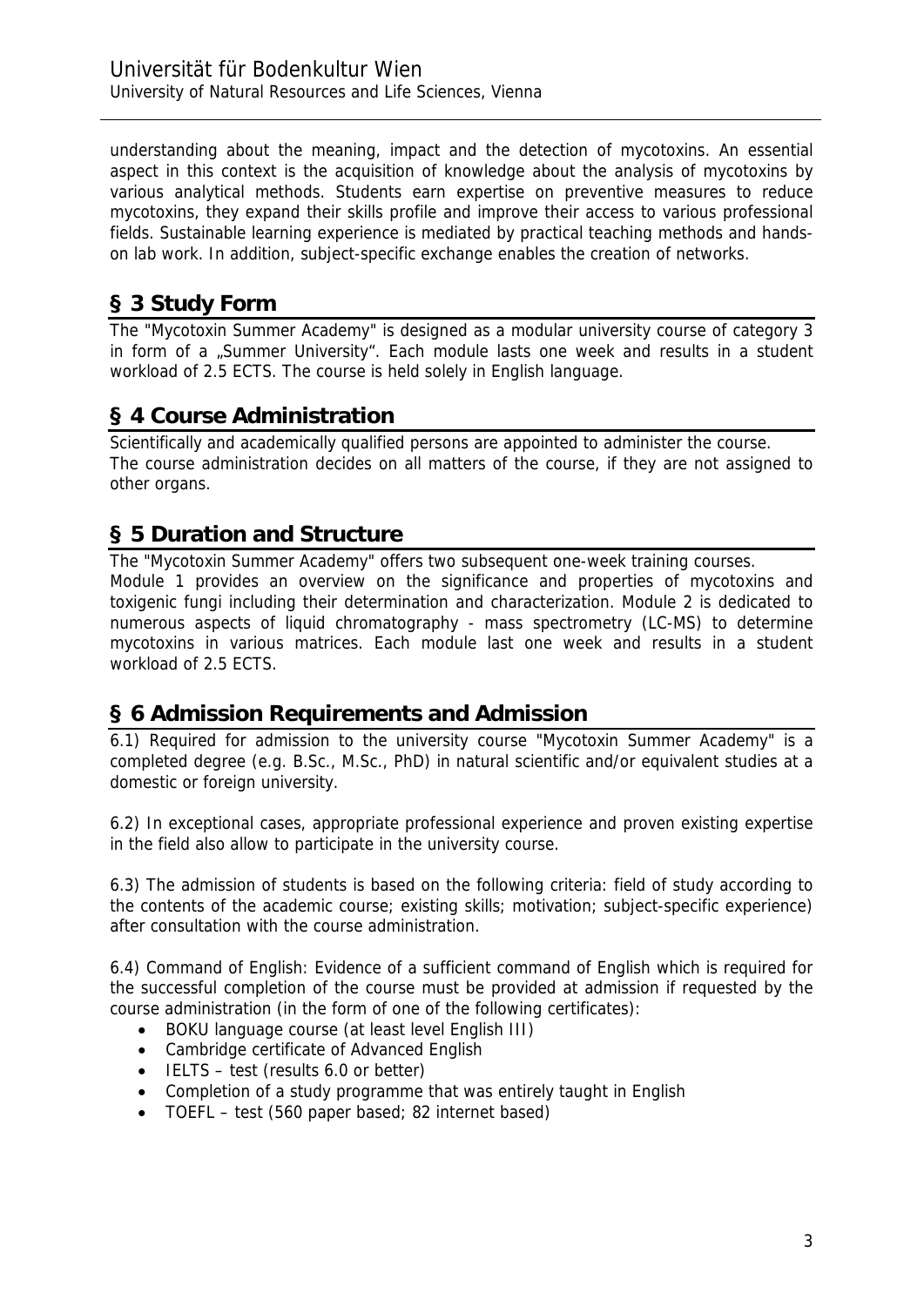understanding about the meaning, impact and the detection of mycotoxins. An essential aspect in this context is the acquisition of knowledge about the analysis of mycotoxins by various analytical methods. Students earn expertise on preventive measures to reduce mycotoxins, they expand their skills profile and improve their access to various professional fields. Sustainable learning experience is mediated by practical teaching methods and hands-on lab work. In addition, subject-specific exchange enables the creation of networks.

## § 3 Study Form

The "Mycotoxin Summer Academy" is designed as a modular university course of category 3 in form of a „Summer University". Each module lasts one week and results in a student workload of 2.5 ECTS. The course is held solely in English language.

## § 4 Course Administration

Scientifically and academically qualified persons are appointed to administer the course.
The course administration decides on all matters of the course, if they are not assigned to other organs.

## § 5 Duration and Structure

The "Mycotoxin Summer Academy" offers two subsequent one-week training courses.
Module 1 provides an overview on the significance and properties of mycotoxins and toxigenic fungi including their determination and characterization. Module 2 is dedicated to numerous aspects of liquid chromatography - mass spectrometry (LC-MS) to determine mycotoxins in various matrices. Each module last one week and results in a student workload of 2.5 ECTS.

## § 6 Admission Requirements and Admission

6.1) Required for admission to the university course "Mycotoxin Summer Academy" is a completed degree (e.g. B.Sc., M.Sc., PhD) in natural scientific and/or equivalent studies at a domestic or foreign university.

6.2) In exceptional cases, appropriate professional experience and proven existing expertise in the field also allow to participate in the university course.

6.3) The admission of students is based on the following criteria: field of study according to the contents of the academic course; existing skills; motivation; subject-specific experience) after consultation with the course administration.

6.4) Command of English: Evidence of a sufficient command of English which is required for the successful completion of the course must be provided at admission if requested by the course administration (in the form of one of the following certificates):

- BOKU language course (at least level English III)
- Cambridge certificate of Advanced English
- IELTS – test (results 6.0 or better)
- Completion of a study programme that was entirely taught in English
- TOEFL – test (560 paper based; 82 internet based)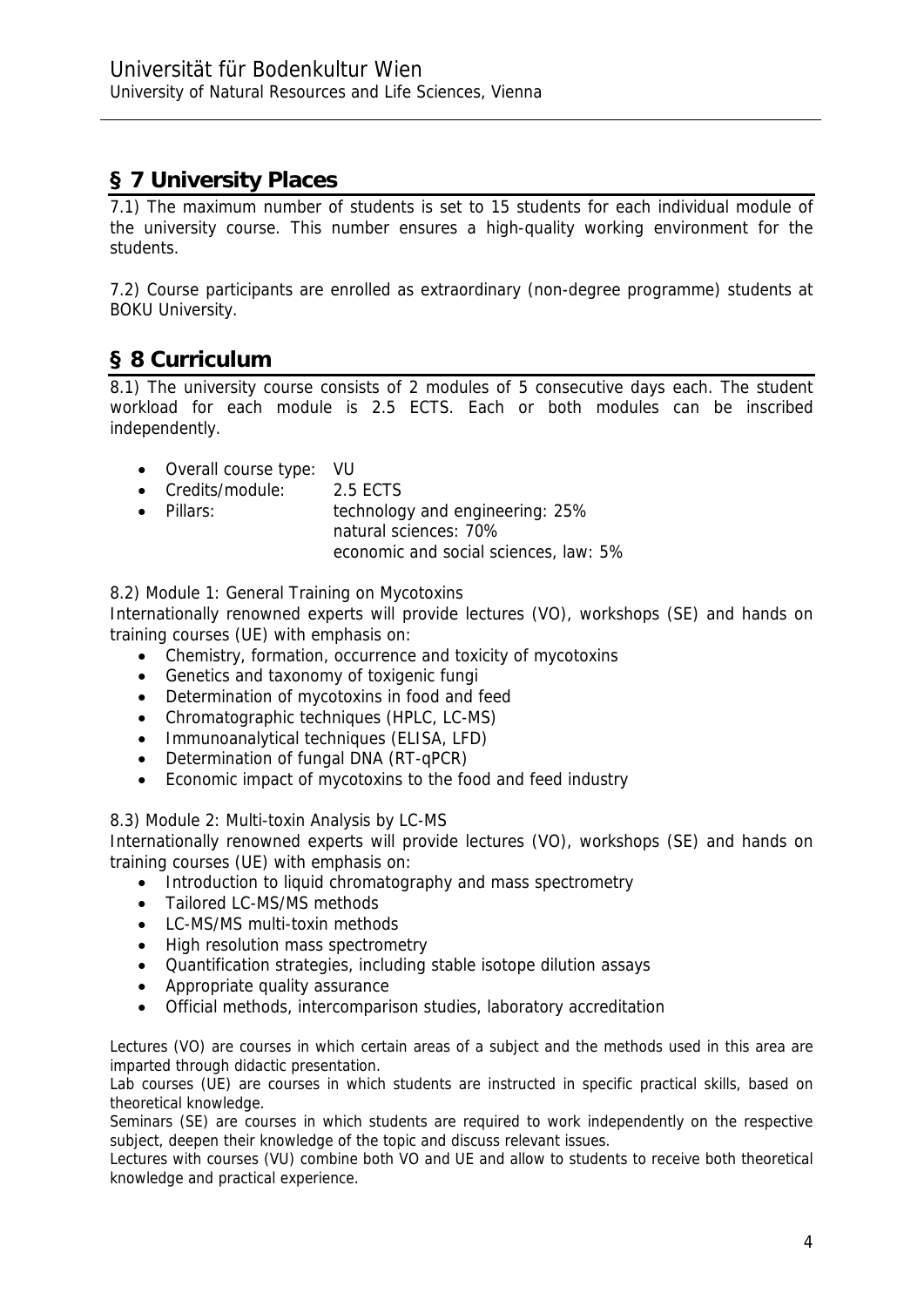## § 7 University Places

7.1) The maximum number of students is set to 15 students for each individual module of the university course. This number ensures a high-quality working environment for the students.

7.2) Course participants are enrolled as extraordinary (non-degree programme) students at BOKU University.

## § 8 Curriculum

8.1) The university course consists of 2 modules of 5 consecutive days each. The student workload for each module is 2.5 ECTS. Each or both modules can be inscribed independently.

- Overall course type: VU
- Credits/module: 2.5 ECTS
- Pillars: technology and engineering: 25%
  natural sciences: 70%
  economic and social sciences, law: 5%

8.2) Module 1: General Training on Mycotoxins
Internationally renowned experts will provide lectures (VO), workshops (SE) and hands on training courses (UE) with emphasis on:

- Chemistry, formation, occurrence and toxicity of mycotoxins
- Genetics and taxonomy of toxigenic fungi
- Determination of mycotoxins in food and feed
- Chromatographic techniques (HPLC, LC-MS)
- Immunoanalytical techniques (ELISA, LFD)
- Determination of fungal DNA (RT-qPCR)
- Economic impact of mycotoxins to the food and feed industry

8.3) Module 2: Multi-toxin Analysis by LC-MS
Internationally renowned experts will provide lectures (VO), workshops (SE) and hands on training courses (UE) with emphasis on:

- Introduction to liquid chromatography and mass spectrometry
- Tailored LC-MS/MS methods
- LC-MS/MS multi-toxin methods
- High resolution mass spectrometry
- Quantification strategies, including stable isotope dilution assays
- Appropriate quality assurance
- Official methods, intercomparison studies, laboratory accreditation

Lectures (VO) are courses in which certain areas of a subject and the methods used in this area are imparted through didactic presentation.
Lab courses (UE) are courses in which students are instructed in specific practical skills, based on theoretical knowledge.
Seminars (SE) are courses in which students are required to work independently on the respective subject, deepen their knowledge of the topic and discuss relevant issues.
Lectures with courses (VU) combine both VO and UE and allow to students to receive both theoretical knowledge and practical experience.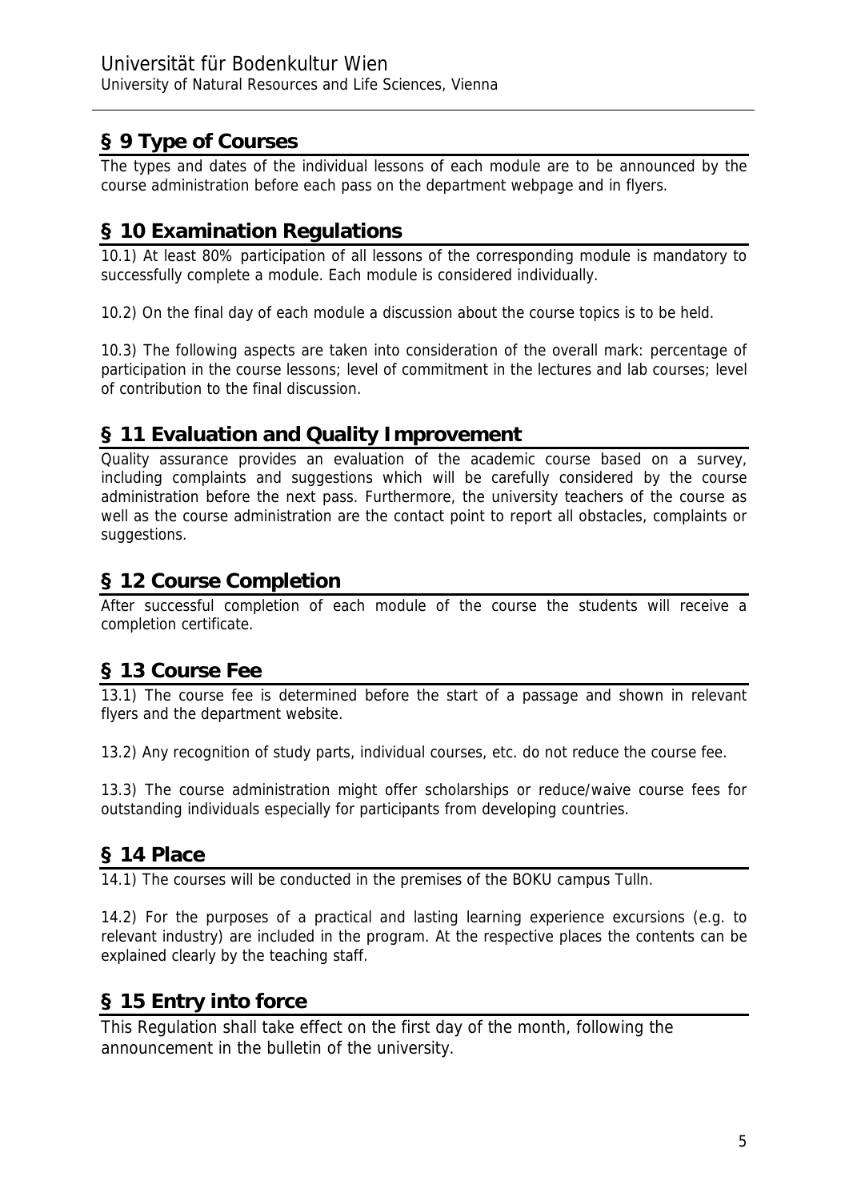## § 9 Type of Courses

The types and dates of the individual lessons of each module are to be announced by the course administration before each pass on the department webpage and in flyers.

## § 10 Examination Regulations

10.1) At least 80% participation of all lessons of the corresponding module is mandatory to successfully complete a module. Each module is considered individually.

10.2) On the final day of each module a discussion about the course topics is to be held.

10.3) The following aspects are taken into consideration of the overall mark: percentage of participation in the course lessons; level of commitment in the lectures and lab courses; level of contribution to the final discussion.

## § 11 Evaluation and Quality Improvement

Quality assurance provides an evaluation of the academic course based on a survey, including complaints and suggestions which will be carefully considered by the course administration before the next pass. Furthermore, the university teachers of the course as well as the course administration are the contact point to report all obstacles, complaints or suggestions.

## § 12 Course Completion

After successful completion of each module of the course the students will receive a completion certificate.

## § 13 Course Fee

13.1) The course fee is determined before the start of a passage and shown in relevant flyers and the department website.

13.2) Any recognition of study parts, individual courses, etc. do not reduce the course fee.

13.3) The course administration might offer scholarships or reduce/waive course fees for outstanding individuals especially for participants from developing countries.

## § 14 Place

14.1) The courses will be conducted in the premises of the BOKU campus Tulln.

14.2) For the purposes of a practical and lasting learning experience excursions (e.g. to relevant industry) are included in the program. At the respective places the contents can be explained clearly by the teaching staff.

## § 15 Entry into force

This Regulation shall take effect on the first day of the month, following the announcement in the bulletin of the university.